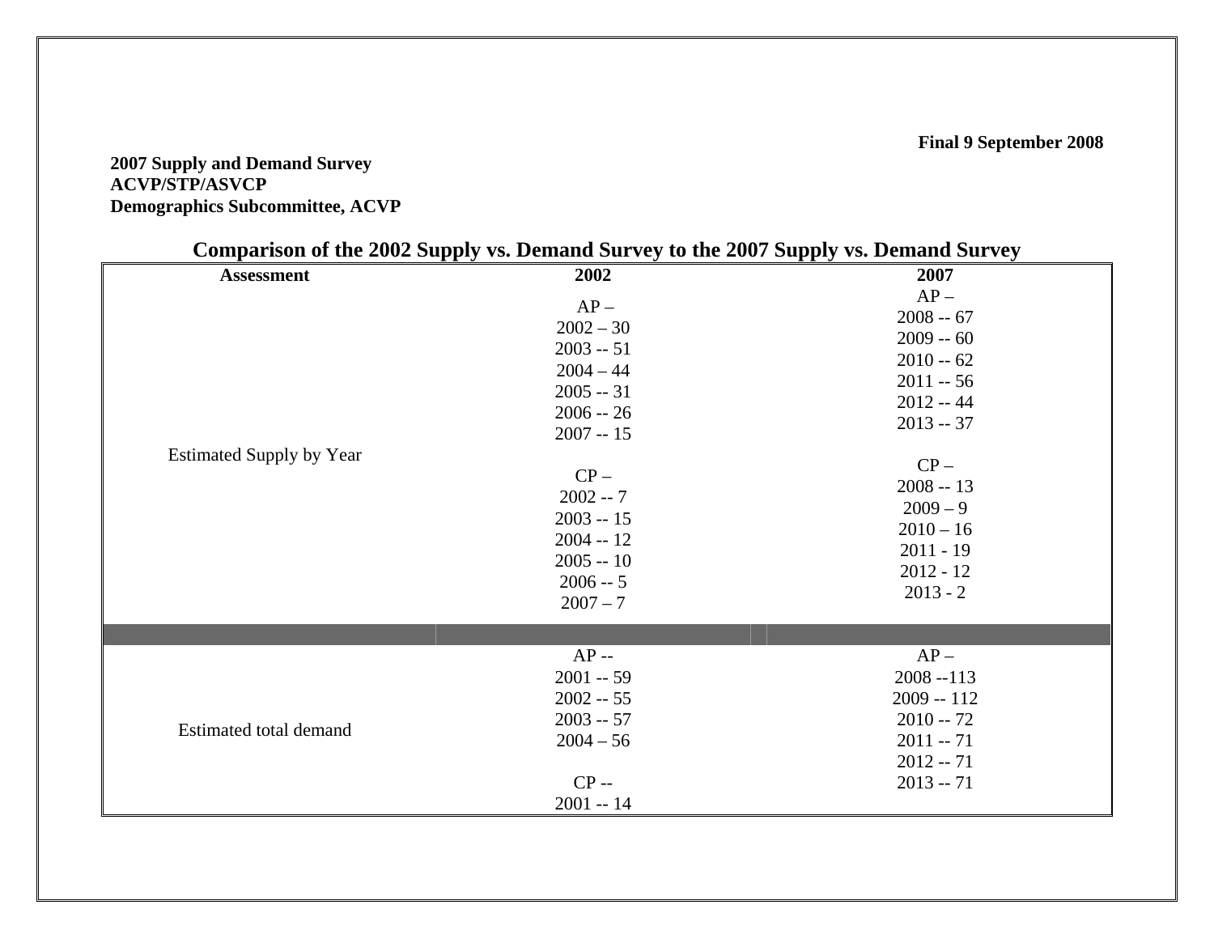**Final 9 September 2008**

**2007 Supply and Demand Survey**
**ACVP/STP/ASVCP**
**Demographics Subcommittee, ACVP**

## Comparison of the 2002 Supply vs. Demand Survey to the 2007 Supply vs. Demand Survey

| Assessment | 2002 | 2007 |
|---|---|---|
| Estimated Supply by Year | AP –<br>2002 – 30<br>2003 -- 51<br>2004 – 44<br>2005 -- 31<br>2006 -- 26<br>2007 -- 15<br><br>CP –<br>2002 -- 7<br>2003 -- 15<br>2004 -- 12<br>2005 -- 10<br>2006 -- 5<br>2007 – 7 | AP –<br>2008 -- 67<br>2009 -- 60<br>2010 -- 62<br>2011 -- 56<br>2012 -- 44<br>2013 -- 37<br><br>CP –<br>2008 -- 13<br>2009 – 9<br>2010 – 16<br>2011 - 19<br>2012 - 12<br>2013 - 2 |
| | | |
| Estimated total demand | AP --<br>2001 -- 59<br>2002 -- 55<br>2003 -- 57<br>2004 – 56<br><br>CP --<br>2001 -- 14 | AP –<br>2008 --113<br>2009 -- 112<br>2010 -- 72<br>2011 -- 71<br>2012 -- 71<br>2013 -- 71 |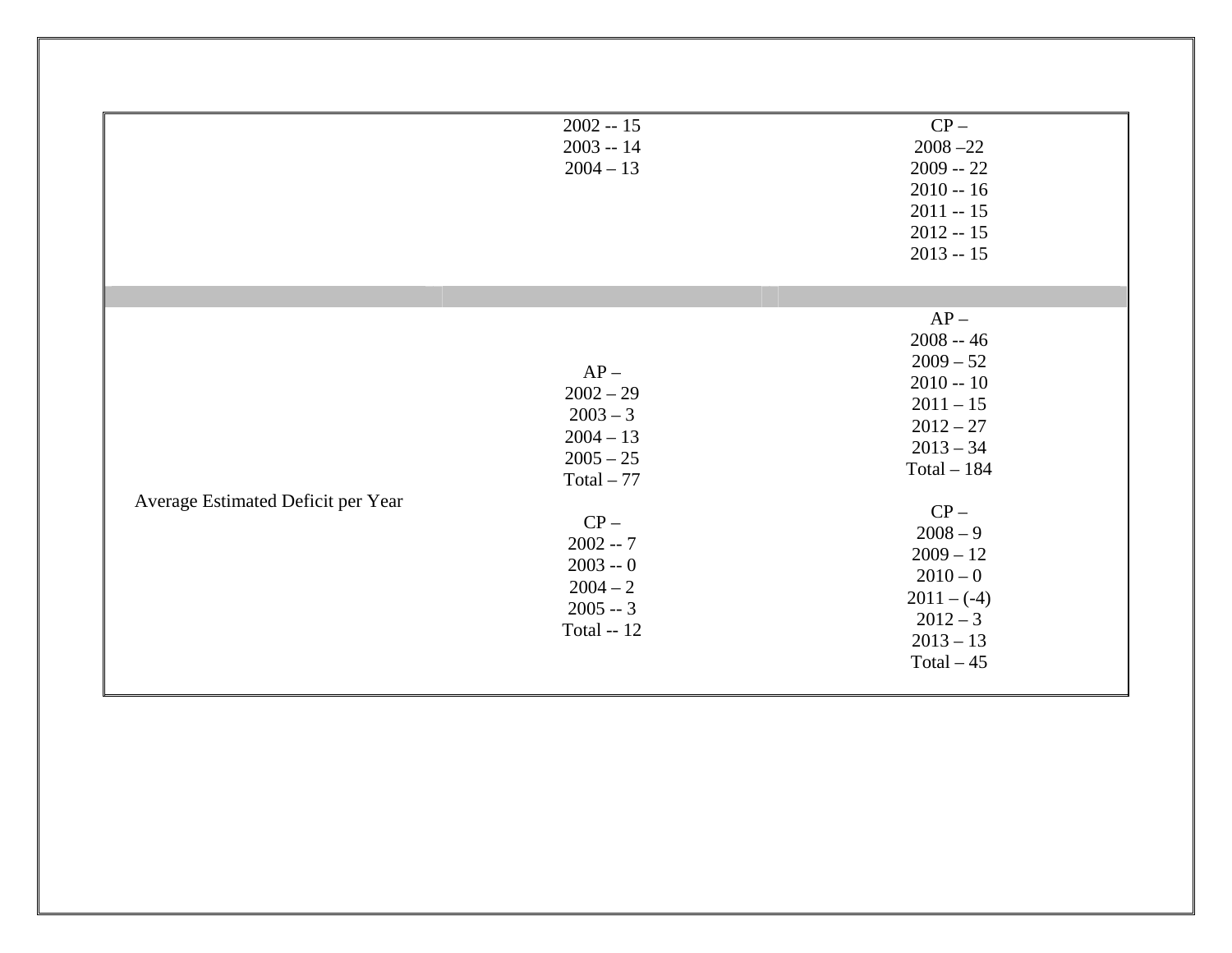| | | |
|---|---|---|
| | 2002 -- 15<br>2003 -- 14<br>2004 – 13 | CP –<br>2008 –22<br>2009 -- 22<br>2010 -- 16<br>2011 -- 15<br>2012 -- 15<br>2013 -- 15 |
| | | |
| Average Estimated Deficit per Year | AP –<br>2002 – 29<br>2003 – 3<br>2004 – 13<br>2005 – 25<br>Total – 77<br><br>CP –<br>2002 -- 7<br>2003 -- 0<br>2004 – 2<br>2005 -- 3<br>Total -- 12 | AP –<br>2008 -- 46<br>2009 – 52<br>2010 -- 10<br>2011 – 15<br>2012 – 27<br>2013 – 34<br>Total – 184<br><br>CP –<br>2008 – 9<br>2009 – 12<br>2010 – 0<br>2011 – (-4)<br>2012 – 3<br>2013 – 13<br>Total – 45 |